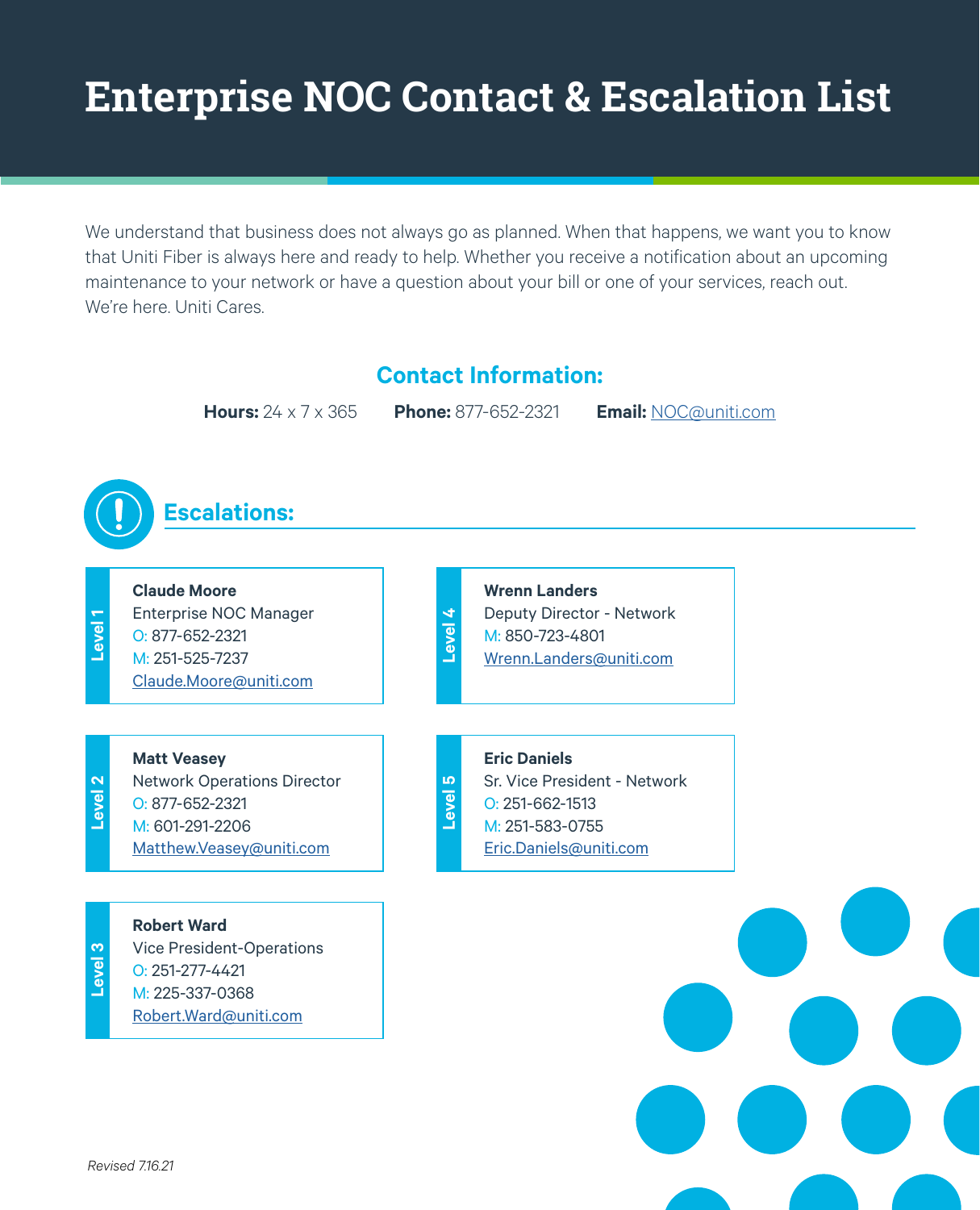# Enterprise NOC Contact & Escalation List

We understand that business does not always go as planned. When that happens, we want you to know that Uniti Fiber is always here and ready to help. Whether you receive a notification about an upcoming maintenance to your network or have a question about your bill or one of your services, reach out. We're here. Uniti Cares.

## Contact Information:

**Hours:** 24 x 7 x 365 **Phone:** 877-652-2321 **Email:** NOC@uniti.com

## Escalations:

### Level 1

**Claude Moore**
Enterprise NOC Manager
O: 877-652-2321
M: 251-525-7237
Claude.Moore@uniti.com

### Level 2

**Matt Veasey**
Network Operations Director
O: 877-652-2321
M: 601-291-2206
Matthew.Veasey@uniti.com

### Level 3

**Robert Ward**
Vice President-Operations
O: 251-277-4421
M: 225-337-0368
Robert.Ward@uniti.com

### Level 4

**Wrenn Landers**
Deputy Director - Network
M: 850-723-4801
Wrenn.Landers@uniti.com

### Level 5

**Eric Daniels**
Sr. Vice President - Network
O: 251-662-1513
M: 251-583-0755
Eric.Daniels@uniti.com

*Revised 7.16.21*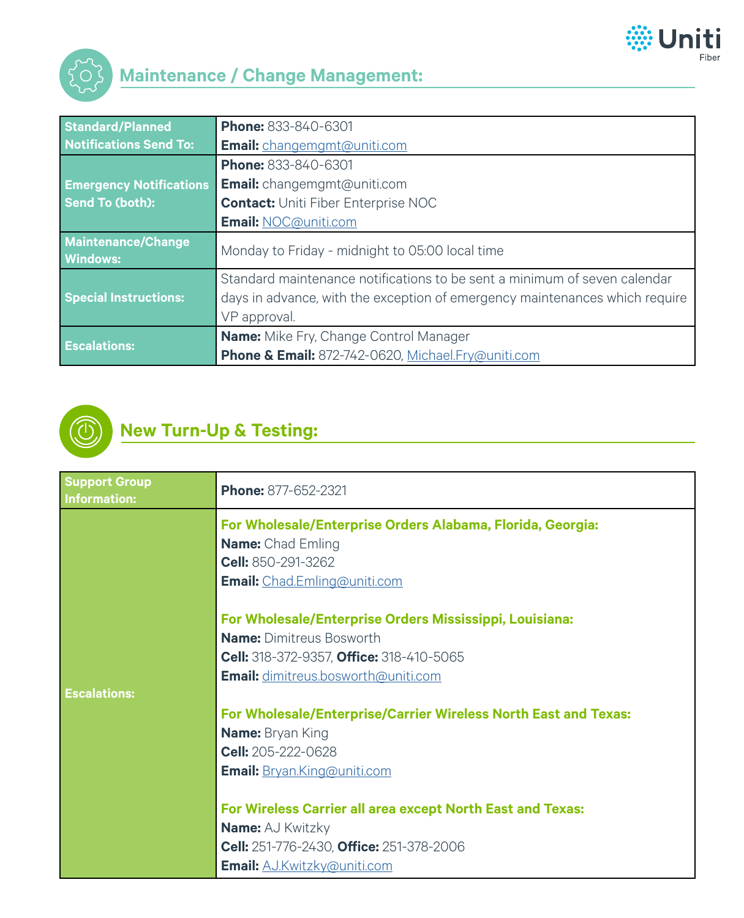## Maintenance / Change Management:

| | |
|---|---|
| **Standard/Planned Notifications Send To:** | **Phone:** 833-840-6301<br>**Email:** changemgmt@uniti.com |
| **Emergency Notifications Send To (both):** | **Phone:** 833-840-6301<br>**Email:** changemgmt@uniti.com<br>**Contact:** Uniti Fiber Enterprise NOC<br>**Email:** NOC@uniti.com |
| **Maintenance/Change Windows:** | Monday to Friday - midnight to 05:00 local time |
| **Special Instructions:** | Standard maintenance notifications to be sent a minimum of seven calendar days in advance, with the exception of emergency maintenances which require VP approval. |
| **Escalations:** | **Name:** Mike Fry, Change Control Manager<br>**Phone & Email:** 872-742-0620, Michael.Fry@uniti.com |

## New Turn-Up & Testing:

| | |
|---|---|
| **Support Group Information:** | **Phone:** 877-652-2321 |
| **Escalations:** | **For Wholesale/Enterprise Orders Alabama, Florida, Georgia:**<br>**Name:** Chad Emling<br>**Cell:** 850-291-3262<br>**Email:** Chad.Emling@uniti.com<br><br>**For Wholesale/Enterprise Orders Mississippi, Louisiana:**<br>**Name:** Dimitreus Bosworth<br>**Cell:** 318-372-9357, **Office:** 318-410-5065<br>**Email:** dimitreus.bosworth@uniti.com<br><br>**For Wholesale/Enterprise/Carrier Wireless North East and Texas:**<br>**Name:** Bryan King<br>**Cell:** 205-222-0628<br>**Email:** Bryan.King@uniti.com<br><br>**For Wireless Carrier all area except North East and Texas:**<br>**Name:** AJ Kwitzky<br>**Cell:** 251-776-2430, **Office:** 251-378-2006<br>**Email:** AJ.Kwitzky@uniti.com |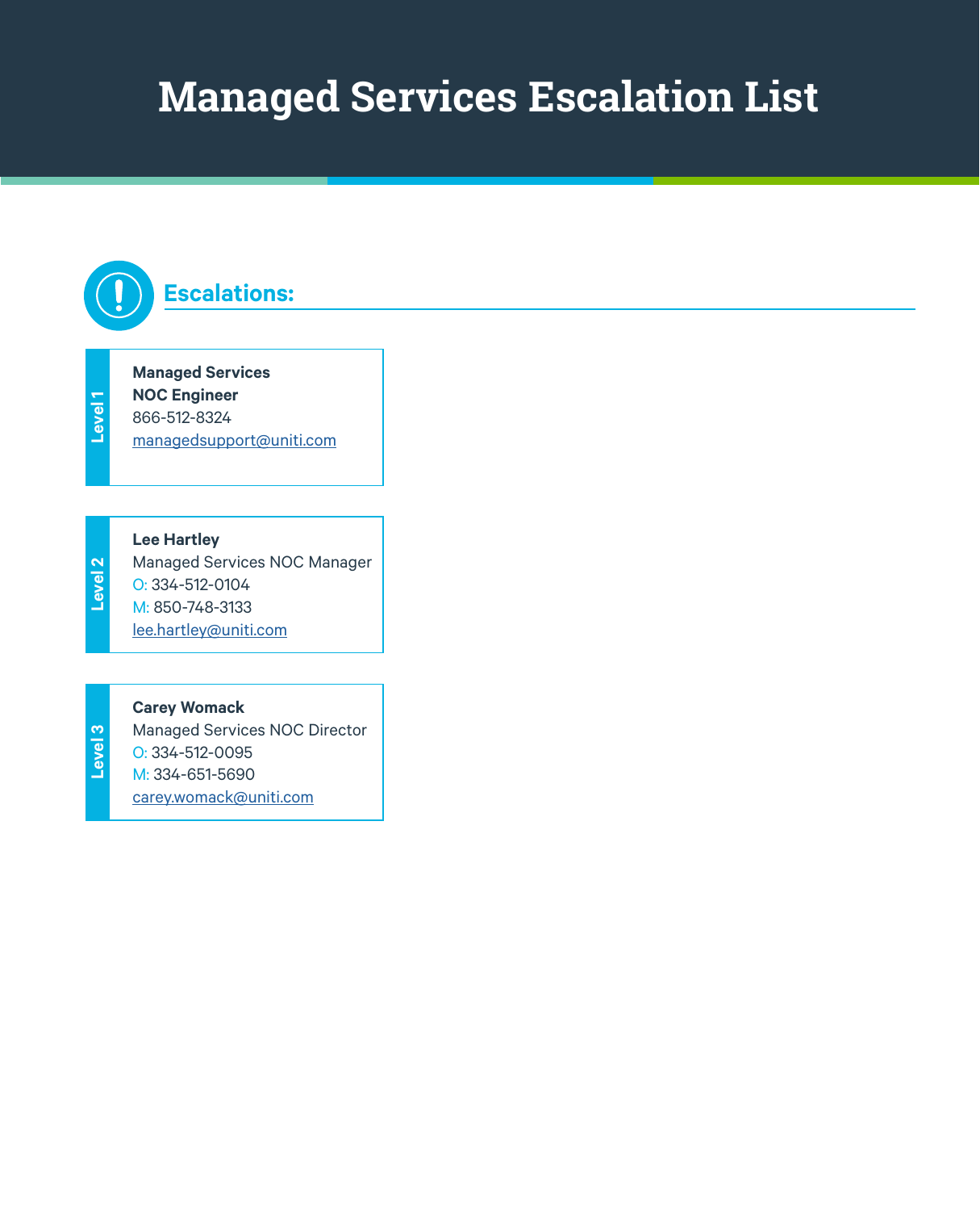# Managed Services Escalation List

## Escalations:

**Level 1**

**Managed Services**
**NOC Engineer**
866-512-8324
managedsupport@uniti.com

**Level 2**

**Lee Hartley**
Managed Services NOC Manager
O: 334-512-0104
M: 850-748-3133
lee.hartley@uniti.com

**Level 3**

**Carey Womack**
Managed Services NOC Director
O: 334-512-0095
M: 334-651-5690
carey.womack@uniti.com